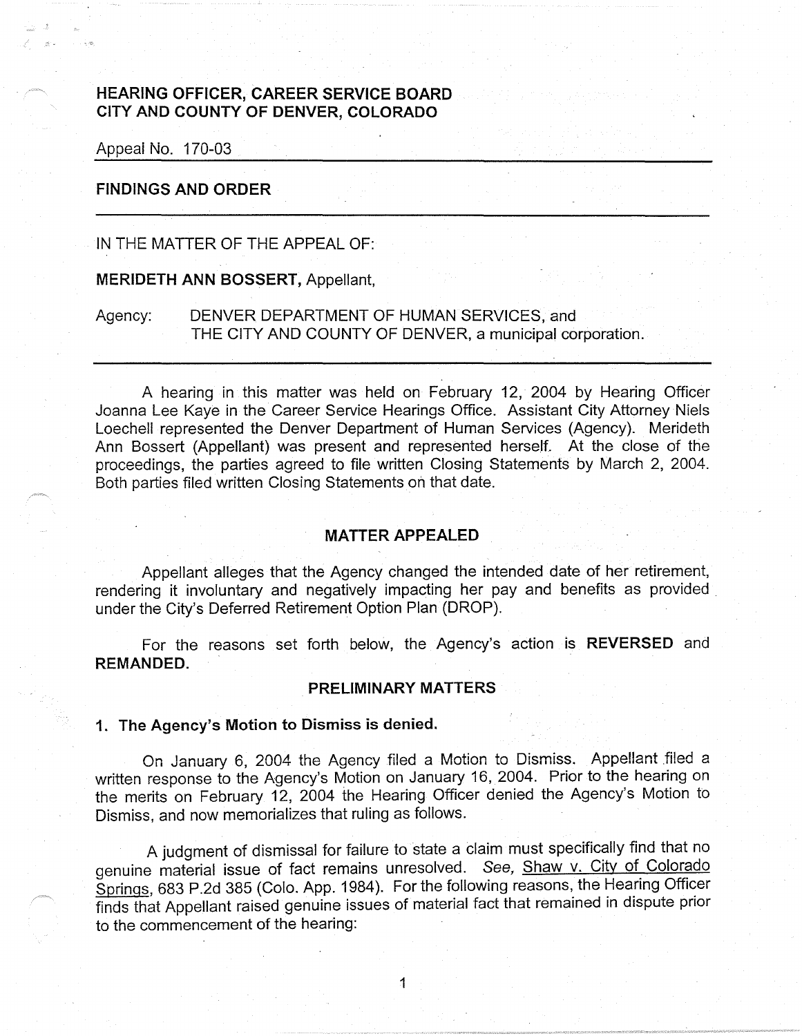# HEARING OFFICER, CAREER SERVICE BOARD
# CITY AND COUNTY OF DENVER, COLORADO

Appeal No. 170-03

---

## FINDINGS AND ORDER

---

IN THE MATTER OF THE APPEAL OF:

**MERIDETH ANN BOSSERT,** Appellant,

Agency: DENVER DEPARTMENT OF HUMAN SERVICES, and
THE CITY AND COUNTY OF DENVER, a municipal corporation.

---

A hearing in this matter was held on February 12, 2004 by Hearing Officer Joanna Lee Kaye in the Career Service Hearings Office. Assistant City Attorney Niels Loechell represented the Denver Department of Human Services (Agency). Merideth Ann Bossert (Appellant) was present and represented herself. At the close of the proceedings, the parties agreed to file written Closing Statements by March 2, 2004. Both parties filed written Closing Statements on that date.

## MATTER APPEALED

Appellant alleges that the Agency changed the intended date of her retirement, rendering it involuntary and negatively impacting her pay and benefits as provided under the City's Deferred Retirement Option Plan (DROP).

For the reasons set forth below, the Agency's action is **REVERSED** and **REMANDED.**

## PRELIMINARY MATTERS

### 1. The Agency's Motion to Dismiss is denied.

On January 6, 2004 the Agency filed a Motion to Dismiss. Appellant filed a written response to the Agency's Motion on January 16, 2004. Prior to the hearing on the merits on February 12, 2004 the Hearing Officer denied the Agency's Motion to Dismiss, and now memorializes that ruling as follows.

A judgment of dismissal for failure to state a claim must specifically find that no genuine material issue of fact remains unresolved. *See,* Shaw v. City of Colorado Springs, 683 P.2d 385 (Colo. App. 1984). For the following reasons, the Hearing Officer finds that Appellant raised genuine issues of material fact that remained in dispute prior to the commencement of the hearing: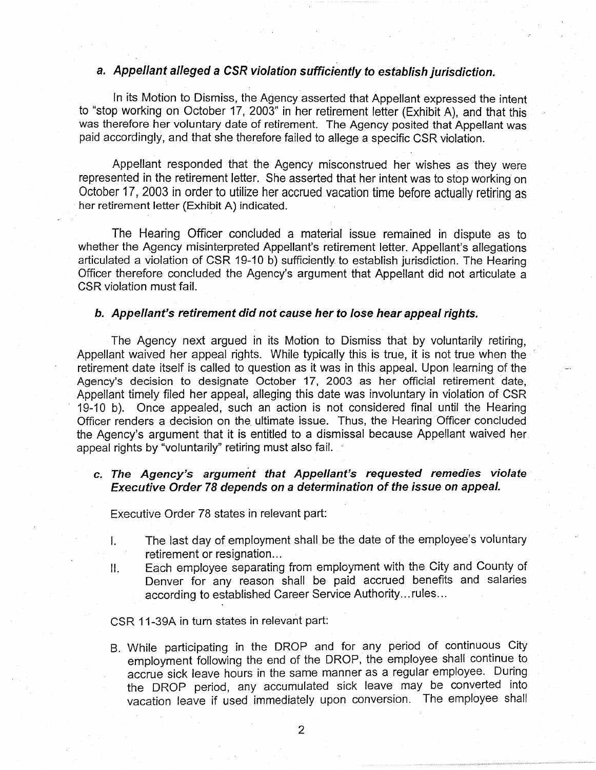### *a. Appellant alleged a CSR violation sufficiently to establish jurisdiction.*

In its Motion to Dismiss, the Agency asserted that Appellant expressed the intent to "stop working on October 17, 2003" in her retirement letter (Exhibit A), and that this was therefore her voluntary date of retirement. The Agency posited that Appellant was paid accordingly, and that she therefore failed to allege a specific CSR violation.

Appellant responded that the Agency misconstrued her wishes as they were represented in the retirement letter. She asserted that her intent was to stop working on October 17, 2003 in order to utilize her accrued vacation time before actually retiring as her retirement letter (Exhibit A) indicated.

The Hearing Officer concluded a material issue remained in dispute as to whether the Agency misinterpreted Appellant's retirement letter. Appellant's allegations articulated a violation of CSR 19-10 b) sufficiently to establish jurisdiction. The Hearing Officer therefore concluded the Agency's argument that Appellant did not articulate a CSR violation must fail.

### *b. Appellant's retirement did not cause her to lose hear appeal rights.*

The Agency next argued in its Motion to Dismiss that by voluntarily retiring, Appellant waived her appeal rights. While typically this is true, it is not true when the retirement date itself is called to question as it was in this appeal. Upon learning of the Agency's decision to designate October 17, 2003 as her official retirement date, Appellant timely filed her appeal, alleging this date was involuntary in violation of CSR 19-10 b). Once appealed, such an action is not considered final until the Hearing Officer renders a decision on the ultimate issue. Thus, the Hearing Officer concluded the Agency's argument that it is entitled to a dismissal because Appellant waived her appeal rights by "voluntarily" retiring must also fail.

### *c. The Agency's argument that Appellant's requested remedies violate Executive Order 78 depends on a determination of the issue on appeal.*

Executive Order 78 states in relevant part:

I. The last day of employment shall be the date of the employee's voluntary retirement or resignation...

II. Each employee separating from employment with the City and County of Denver for any reason shall be paid accrued benefits and salaries according to established Career Service Authority...rules...

CSR 11-39A in turn states in relevant part:

B. While participating in the DROP and for any period of continuous City employment following the end of the DROP, the employee shall continue to accrue sick leave hours in the same manner as a regular employee. During the DROP period, any accumulated sick leave may be converted into vacation leave if used immediately upon conversion. The employee shall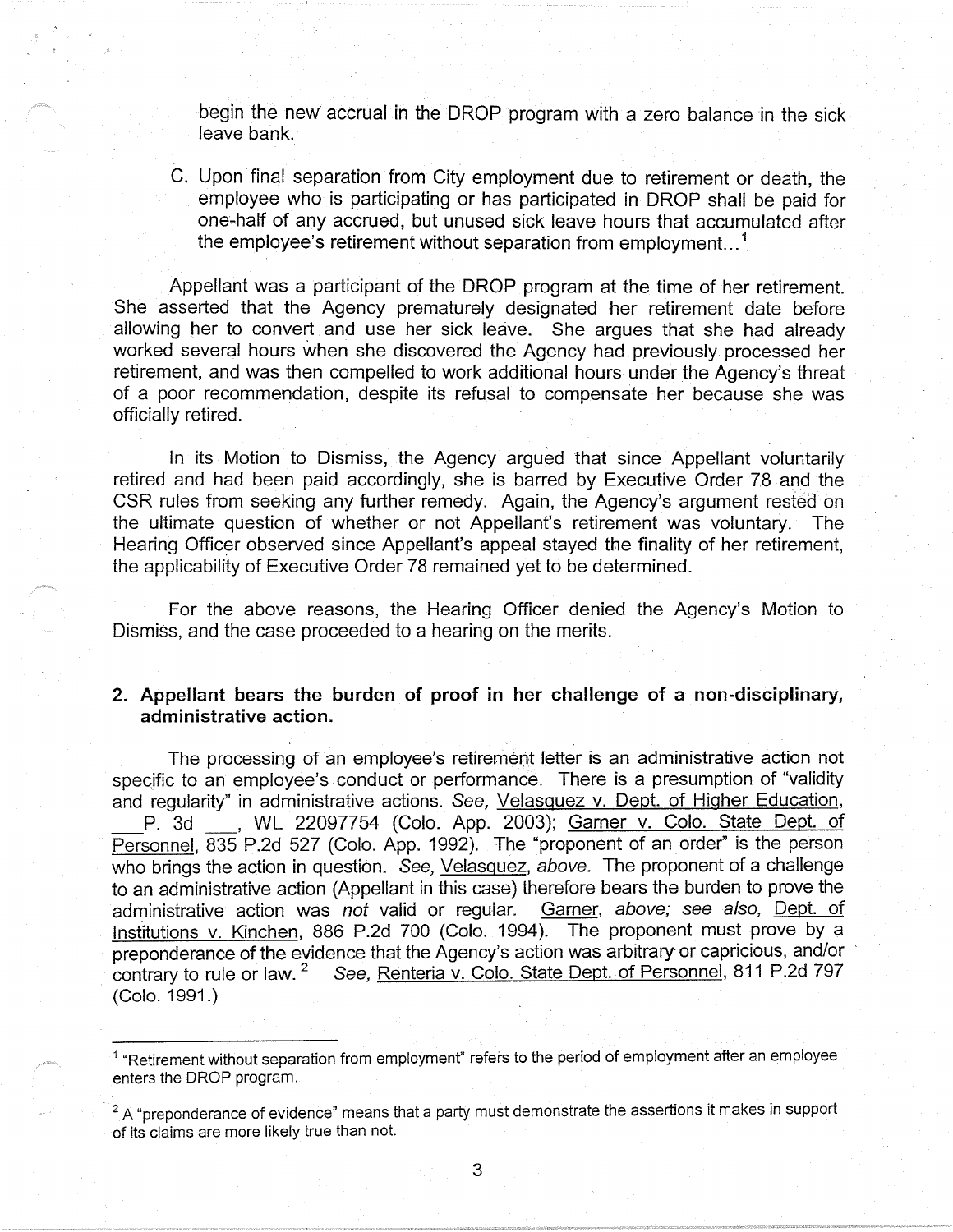begin the new accrual in the DROP program with a zero balance in the sick leave bank.

C. Upon final separation from City employment due to retirement or death, the employee who is participating or has participated in DROP shall be paid for one-half of any accrued, but unused sick leave hours that accumulated after the employee's retirement without separation from employment...[1]

Appellant was a participant of the DROP program at the time of her retirement. She asserted that the Agency prematurely designated her retirement date before allowing her to convert and use her sick leave. She argues that she had already worked several hours when she discovered the Agency had previously processed her retirement, and was then compelled to work additional hours under the Agency's threat of a poor recommendation, despite its refusal to compensate her because she was officially retired.

In its Motion to Dismiss, the Agency argued that since Appellant voluntarily retired and had been paid accordingly, she is barred by Executive Order 78 and the CSR rules from seeking any further remedy. Again, the Agency's argument rested on the ultimate question of whether or not Appellant's retirement was voluntary. The Hearing Officer observed since Appellant's appeal stayed the finality of her retirement, the applicability of Executive Order 78 remained yet to be determined.

For the above reasons, the Hearing Officer denied the Agency's Motion to Dismiss, and the case proceeded to a hearing on the merits.

## 2. Appellant bears the burden of proof in her challenge of a non-disciplinary, administrative action.

The processing of an employee's retirement letter is an administrative action not specific to an employee's conduct or performance. There is a presumption of "validity and regularity" in administrative actions. *See,* Velasquez v. Dept. of Higher Education, ___P. 3d ___, WL 22097754 (Colo. App. 2003); Garner v. Colo. State Dept. of Personnel, 835 P.2d 527 (Colo. App. 1992). The "proponent of an order" is the person who brings the action in question. *See,* Velasquez, *above.* The proponent of a challenge to an administrative action (Appellant in this case) therefore bears the burden to prove the administrative action was *not* valid or regular. Garner, *above; see also,* Dept. of Institutions v. Kinchen, 886 P.2d 700 (Colo. 1994). The proponent must prove by a preponderance of the evidence that the Agency's action was arbitrary or capricious, and/or contrary to rule or law.[2] *See,* Renteria v. Colo. State Dept. of Personnel, 811 P.2d 797 (Colo. 1991.)

---

[1] "Retirement without separation from employment" refers to the period of employment after an employee enters the DROP program.

[2] A "preponderance of evidence" means that a party must demonstrate the assertions it makes in support of its claims are more likely true than not.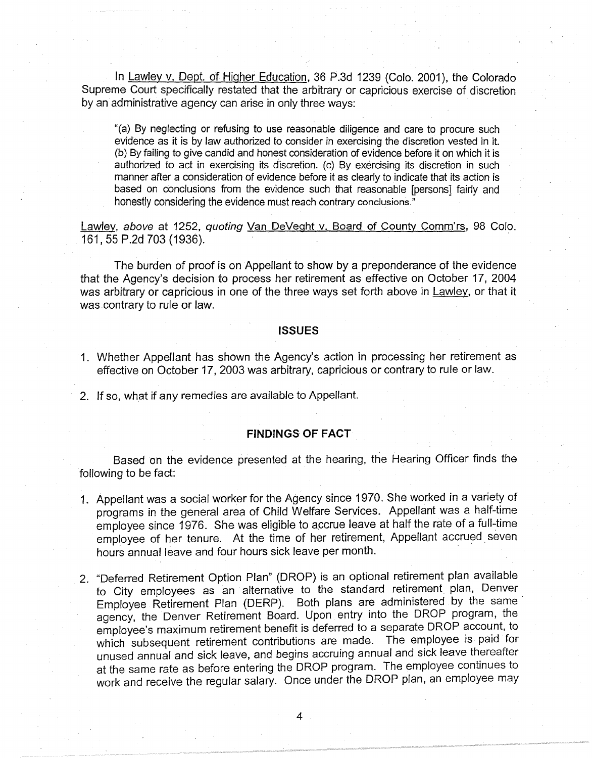In Lawley v. Dept. of Higher Education, 36 P.3d 1239 (Colo. 2001), the Colorado Supreme Court specifically restated that the arbitrary or capricious exercise of discretion by an administrative agency can arise in only three ways:

> "(a) By neglecting or refusing to use reasonable diligence and care to procure such evidence as it is by law authorized to consider in exercising the discretion vested in it. (b) By failing to give candid and honest consideration of evidence before it on which it is authorized to act in exercising its discretion. (c) By exercising its discretion in such manner after a consideration of evidence before it as clearly to indicate that its action is based on conclusions from the evidence such that reasonable [persons] fairly and honestly considering the evidence must reach contrary conclusions."

Lawley, *above* at 1252, *quoting* Van DeVeght v. Board of County Comm'rs, 98 Colo. 161, 55 P.2d 703 (1936).

The burden of proof is on Appellant to show by a preponderance of the evidence that the Agency's decision to process her retirement as effective on October 17, 2004 was arbitrary or capricious in one of the three ways set forth above in Lawley, or that it was contrary to rule or law.

## ISSUES

1. Whether Appellant has shown the Agency's action in processing her retirement as effective on October 17, 2003 was arbitrary, capricious or contrary to rule or law.
2. If so, what if any remedies are available to Appellant.

## FINDINGS OF FACT

Based on the evidence presented at the hearing, the Hearing Officer finds the following to be fact:

1. Appellant was a social worker for the Agency since 1970. She worked in a variety of programs in the general area of Child Welfare Services. Appellant was a half-time employee since 1976. She was eligible to accrue leave at half the rate of a full-time employee of her tenure. At the time of her retirement, Appellant accrued seven hours annual leave and four hours sick leave per month.
2. "Deferred Retirement Option Plan" (DROP) is an optional retirement plan available to City employees as an alternative to the standard retirement plan, Denver Employee Retirement Plan (DERP). Both plans are administered by the same agency, the Denver Retirement Board. Upon entry into the DROP program, the employee's maximum retirement benefit is deferred to a separate DROP account, to which subsequent retirement contributions are made. The employee is paid for unused annual and sick leave, and begins accruing annual and sick leave thereafter at the same rate as before entering the DROP program. The employee continues to work and receive the regular salary. Once under the DROP plan, an employee may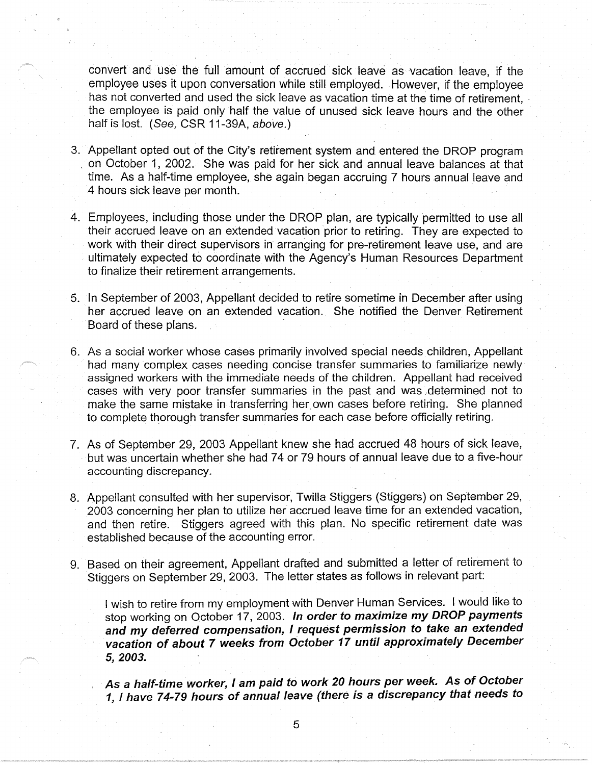convert and use the full amount of accrued sick leave as vacation leave, if the employee uses it upon conversation while still employed. However, if the employee has not converted and used the sick leave as vacation time at the time of retirement, the employee is paid only half the value of unused sick leave hours and the other half is lost. (*See,* CSR 11-39A, *above.*)

3. Appellant opted out of the City's retirement system and entered the DROP program on October 1, 2002. She was paid for her sick and annual leave balances at that time. As a half-time employee, she again began accruing 7 hours annual leave and 4 hours sick leave per month.

4. Employees, including those under the DROP plan, are typically permitted to use all their accrued leave on an extended vacation prior to retiring. They are expected to work with their direct supervisors in arranging for pre-retirement leave use, and are ultimately expected to coordinate with the Agency's Human Resources Department to finalize their retirement arrangements.

5. In September of 2003, Appellant decided to retire sometime in December after using her accrued leave on an extended vacation. She notified the Denver Retirement Board of these plans.

6. As a social worker whose cases primarily involved special needs children, Appellant had many complex cases needing concise transfer summaries to familiarize newly assigned workers with the immediate needs of the children. Appellant had received cases with very poor transfer summaries in the past and was determined not to make the same mistake in transferring her own cases before retiring. She planned to complete thorough transfer summaries for each case before officially retiring.

7. As of September 29, 2003 Appellant knew she had accrued 48 hours of sick leave, but was uncertain whether she had 74 or 79 hours of annual leave due to a five-hour accounting discrepancy.

8. Appellant consulted with her supervisor, Twilla Stiggers (Stiggers) on September 29, 2003 concerning her plan to utilize her accrued leave time for an extended vacation, and then retire. Stiggers agreed with this plan. No specific retirement date was established because of the accounting error.

9. Based on their agreement, Appellant drafted and submitted a letter of retirement to Stiggers on September 29, 2003. The letter states as follows in relevant part:

   I wish to retire from my employment with Denver Human Services. I would like to stop working on October 17, 2003. ***In order to maximize my DROP payments and my deferred compensation, I request permission to take an extended vacation of about 7 weeks from October 17 until approximately December 5, 2003.***

   ***As a half-time worker, I am paid to work 20 hours per week. As of October 1, I have 74-79 hours of annual leave (there is a discrepancy that needs to***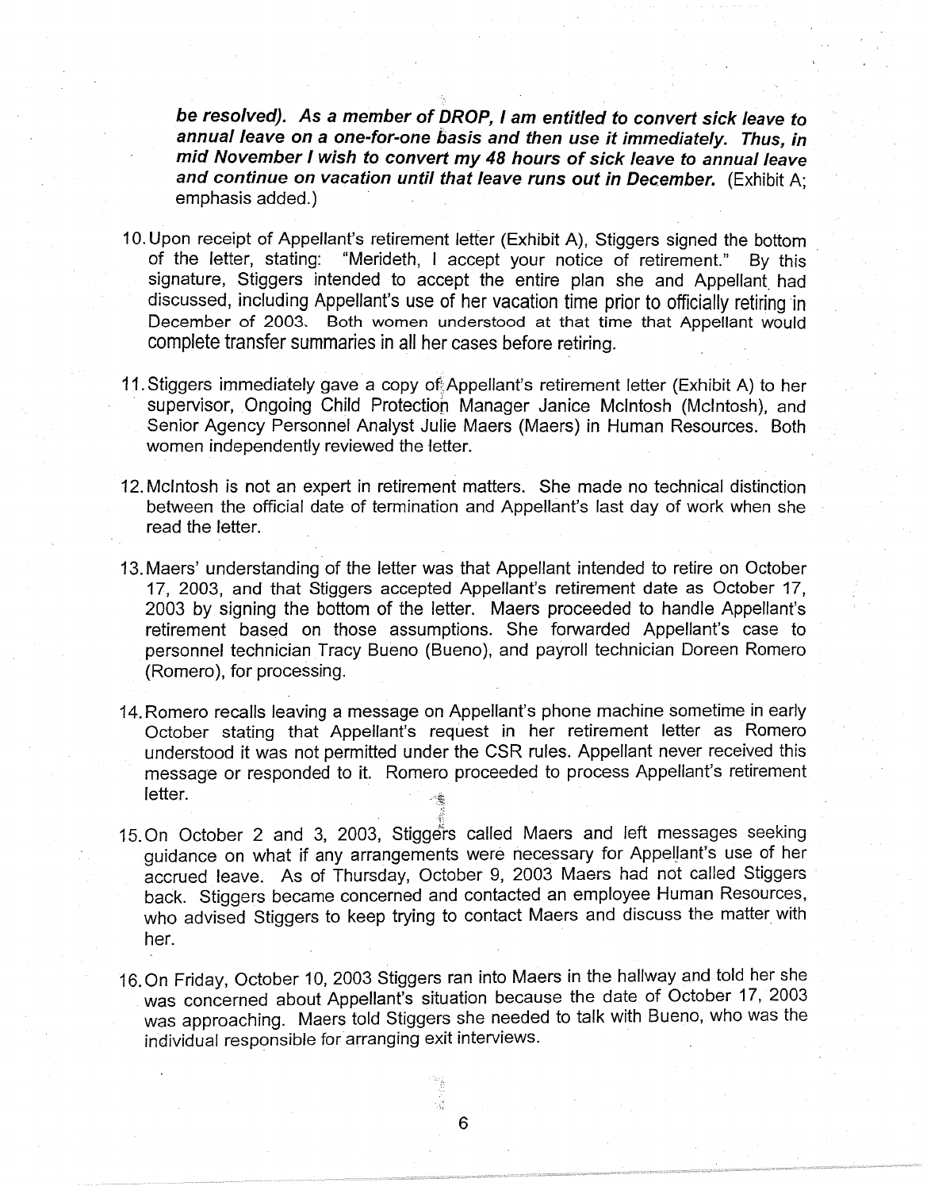***be resolved). As a member of DROP, I am entitled to convert sick leave to annual leave on a one-for-one basis and then use it immediately. Thus, in mid November I wish to convert my 48 hours of sick leave to annual leave and continue on vacation until that leave runs out in December.*** (Exhibit A; emphasis added.)

10. Upon receipt of Appellant's retirement letter (Exhibit A), Stiggers signed the bottom of the letter, stating: "Merideth, I accept your notice of retirement." By this signature, Stiggers intended to accept the entire plan she and Appellant had discussed, including Appellant's use of her vacation time prior to officially retiring in December of 2003. Both women understood at that time that Appellant would complete transfer summaries in all her cases before retiring.

11. Stiggers immediately gave a copy of Appellant's retirement letter (Exhibit A) to her supervisor, Ongoing Child Protection Manager Janice McIntosh (McIntosh), and Senior Agency Personnel Analyst Julie Maers (Maers) in Human Resources. Both women independently reviewed the letter.

12. McIntosh is not an expert in retirement matters. She made no technical distinction between the official date of termination and Appellant's last day of work when she read the letter.

13. Maers' understanding of the letter was that Appellant intended to retire on October 17, 2003, and that Stiggers accepted Appellant's retirement date as October 17, 2003 by signing the bottom of the letter. Maers proceeded to handle Appellant's retirement based on those assumptions. She forwarded Appellant's case to personnel technician Tracy Bueno (Bueno), and payroll technician Doreen Romero (Romero), for processing.

14. Romero recalls leaving a message on Appellant's phone machine sometime in early October stating that Appellant's request in her retirement letter as Romero understood it was not permitted under the CSR rules. Appellant never received this message or responded to it. Romero proceeded to process Appellant's retirement letter.

15. On October 2 and 3, 2003, Stiggers called Maers and left messages seeking guidance on what if any arrangements were necessary for Appellant's use of her accrued leave. As of Thursday, October 9, 2003 Maers had not called Stiggers back. Stiggers became concerned and contacted an employee Human Resources, who advised Stiggers to keep trying to contact Maers and discuss the matter with her.

16. On Friday, October 10, 2003 Stiggers ran into Maers in the hallway and told her she was concerned about Appellant's situation because the date of October 17, 2003 was approaching. Maers told Stiggers she needed to talk with Bueno, who was the individual responsible for arranging exit interviews.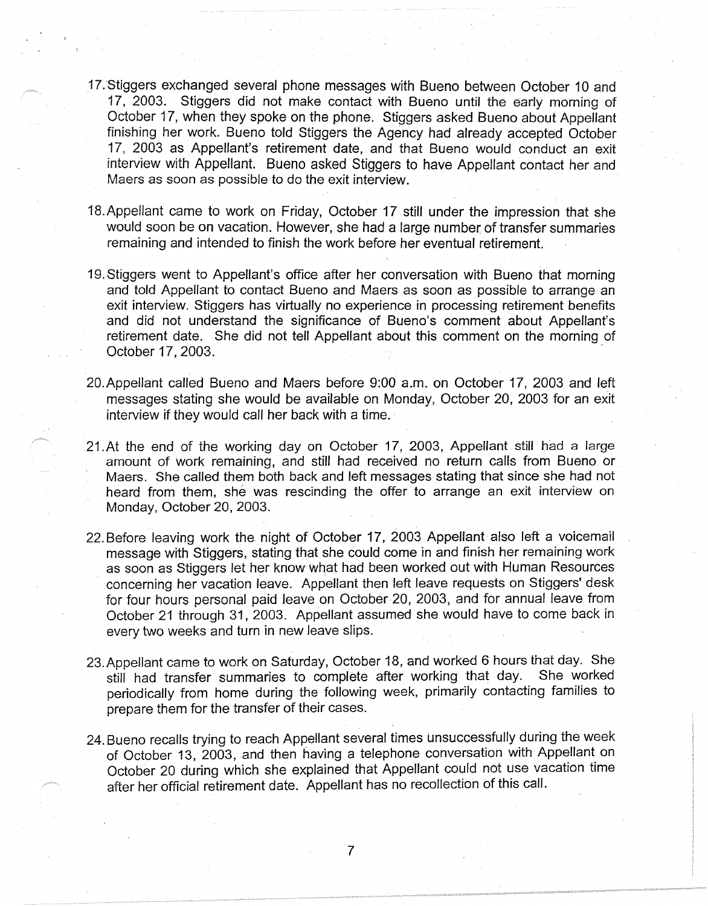17. Stiggers exchanged several phone messages with Bueno between October 10 and 17, 2003. Stiggers did not make contact with Bueno until the early morning of October 17, when they spoke on the phone. Stiggers asked Bueno about Appellant finishing her work. Bueno told Stiggers the Agency had already accepted October 17, 2003 as Appellant's retirement date, and that Bueno would conduct an exit interview with Appellant. Bueno asked Stiggers to have Appellant contact her and Maers as soon as possible to do the exit interview.

18. Appellant came to work on Friday, October 17 still under the impression that she would soon be on vacation. However, she had a large number of transfer summaries remaining and intended to finish the work before her eventual retirement.

19. Stiggers went to Appellant's office after her conversation with Bueno that morning and told Appellant to contact Bueno and Maers as soon as possible to arrange an exit interview. Stiggers has virtually no experience in processing retirement benefits and did not understand the significance of Bueno's comment about Appellant's retirement date. She did not tell Appellant about this comment on the morning of October 17, 2003.

20. Appellant called Bueno and Maers before 9:00 a.m. on October 17, 2003 and left messages stating she would be available on Monday, October 20, 2003 for an exit interview if they would call her back with a time.

21. At the end of the working day on October 17, 2003, Appellant still had a large amount of work remaining, and still had received no return calls from Bueno or Maers. She called them both back and left messages stating that since she had not heard from them, she was rescinding the offer to arrange an exit interview on Monday, October 20, 2003.

22. Before leaving work the night of October 17, 2003 Appellant also left a voicemail message with Stiggers, stating that she could come in and finish her remaining work as soon as Stiggers let her know what had been worked out with Human Resources concerning her vacation leave. Appellant then left leave requests on Stiggers' desk for four hours personal paid leave on October 20, 2003, and for annual leave from October 21 through 31, 2003. Appellant assumed she would have to come back in every two weeks and turn in new leave slips.

23. Appellant came to work on Saturday, October 18, and worked 6 hours that day. She still had transfer summaries to complete after working that day. She worked periodically from home during the following week, primarily contacting families to prepare them for the transfer of their cases.

24. Bueno recalls trying to reach Appellant several times unsuccessfully during the week of October 13, 2003, and then having a telephone conversation with Appellant on October 20 during which she explained that Appellant could not use vacation time after her official retirement date. Appellant has no recollection of this call.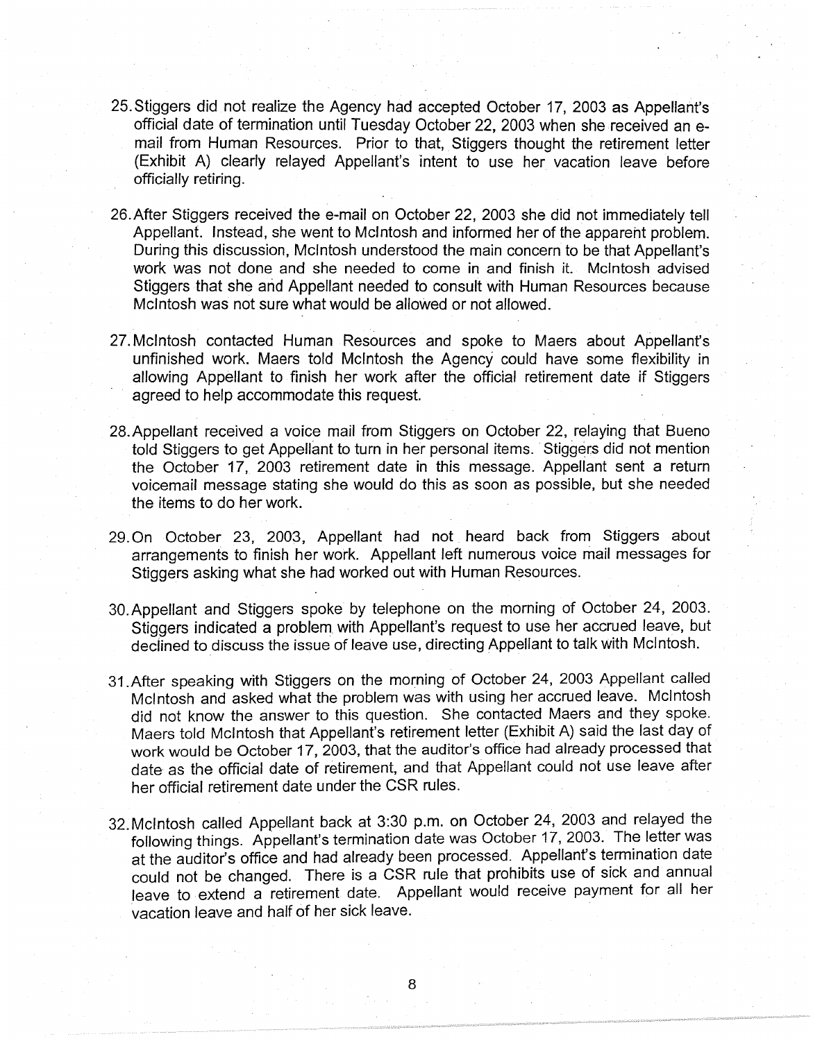25. Stiggers did not realize the Agency had accepted October 17, 2003 as Appellant's official date of termination until Tuesday October 22, 2003 when she received an e-mail from Human Resources. Prior to that, Stiggers thought the retirement letter (Exhibit A) clearly relayed Appellant's intent to use her vacation leave before officially retiring.

26. After Stiggers received the e-mail on October 22, 2003 she did not immediately tell Appellant. Instead, she went to McIntosh and informed her of the apparent problem. During this discussion, McIntosh understood the main concern to be that Appellant's work was not done and she needed to come in and finish it. McIntosh advised Stiggers that she and Appellant needed to consult with Human Resources because McIntosh was not sure what would be allowed or not allowed.

27. McIntosh contacted Human Resources and spoke to Maers about Appellant's unfinished work. Maers told McIntosh the Agency could have some flexibility in allowing Appellant to finish her work after the official retirement date if Stiggers agreed to help accommodate this request.

28. Appellant received a voice mail from Stiggers on October 22, relaying that Bueno told Stiggers to get Appellant to turn in her personal items. Stiggers did not mention the October 17, 2003 retirement date in this message. Appellant sent a return voicemail message stating she would do this as soon as possible, but she needed the items to do her work.

29. On October 23, 2003, Appellant had not heard back from Stiggers about arrangements to finish her work. Appellant left numerous voice mail messages for Stiggers asking what she had worked out with Human Resources.

30. Appellant and Stiggers spoke by telephone on the morning of October 24, 2003. Stiggers indicated a problem with Appellant's request to use her accrued leave, but declined to discuss the issue of leave use, directing Appellant to talk with McIntosh.

31. After speaking with Stiggers on the morning of October 24, 2003 Appellant called McIntosh and asked what the problem was with using her accrued leave. McIntosh did not know the answer to this question. She contacted Maers and they spoke. Maers told McIntosh that Appellant's retirement letter (Exhibit A) said the last day of work would be October 17, 2003, that the auditor's office had already processed that date as the official date of retirement, and that Appellant could not use leave after her official retirement date under the CSR rules.

32. McIntosh called Appellant back at 3:30 p.m. on October 24, 2003 and relayed the following things. Appellant's termination date was October 17, 2003. The letter was at the auditor's office and had already been processed. Appellant's termination date could not be changed. There is a CSR rule that prohibits use of sick and annual leave to extend a retirement date. Appellant would receive payment for all her vacation leave and half of her sick leave.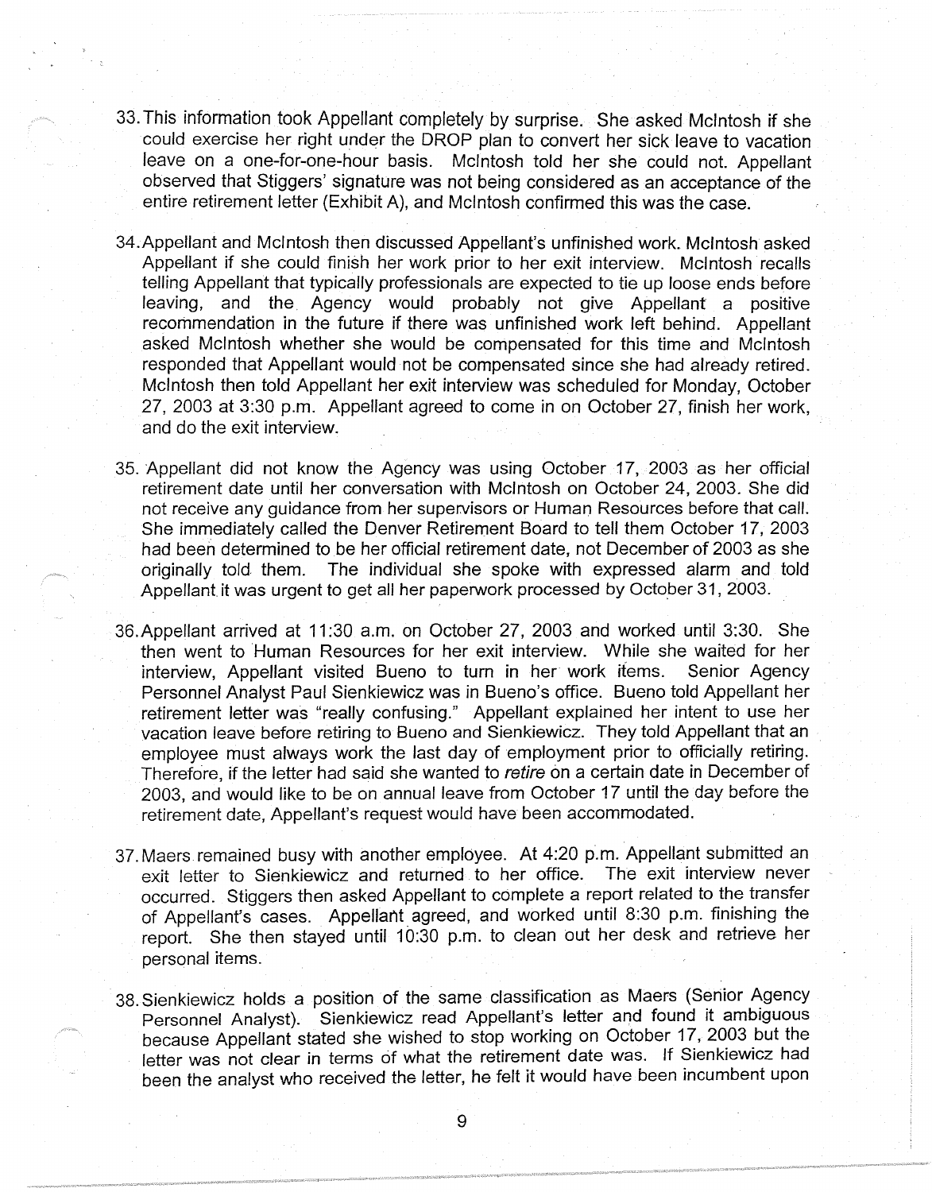33. This information took Appellant completely by surprise. She asked McIntosh if she could exercise her right under the DROP plan to convert her sick leave to vacation leave on a one-for-one-hour basis. McIntosh told her she could not. Appellant observed that Stiggers' signature was not being considered as an acceptance of the entire retirement letter (Exhibit A), and McIntosh confirmed this was the case.

34. Appellant and McIntosh then discussed Appellant's unfinished work. McIntosh asked Appellant if she could finish her work prior to her exit interview. McIntosh recalls telling Appellant that typically professionals are expected to tie up loose ends before leaving, and the Agency would probably not give Appellant a positive recommendation in the future if there was unfinished work left behind. Appellant asked McIntosh whether she would be compensated for this time and McIntosh responded that Appellant would not be compensated since she had already retired. McIntosh then told Appellant her exit interview was scheduled for Monday, October 27, 2003 at 3:30 p.m. Appellant agreed to come in on October 27, finish her work, and do the exit interview.

35. Appellant did not know the Agency was using October 17, 2003 as her official retirement date until her conversation with McIntosh on October 24, 2003. She did not receive any guidance from her supervisors or Human Resources before that call. She immediately called the Denver Retirement Board to tell them October 17, 2003 had been determined to be her official retirement date, not December of 2003 as she originally told them. The individual she spoke with expressed alarm and told Appellant it was urgent to get all her paperwork processed by October 31, 2003.

36. Appellant arrived at 11:30 a.m. on October 27, 2003 and worked until 3:30. She then went to Human Resources for her exit interview. While she waited for her interview, Appellant visited Bueno to turn in her work items. Senior Agency Personnel Analyst Paul Sienkiewicz was in Bueno's office. Bueno told Appellant her retirement letter was "really confusing." Appellant explained her intent to use her vacation leave before retiring to Bueno and Sienkiewicz. They told Appellant that an employee must always work the last day of employment prior to officially retiring. Therefore, if the letter had said she wanted to *retire* on a certain date in December of 2003, and would like to be on annual leave from October 17 until the day before the retirement date, Appellant's request would have been accommodated.

37. Maers remained busy with another employee. At 4:20 p.m. Appellant submitted an exit letter to Sienkiewicz and returned to her office. The exit interview never occurred. Stiggers then asked Appellant to complete a report related to the transfer of Appellant's cases. Appellant agreed, and worked until 8:30 p.m. finishing the report. She then stayed until 10:30 p.m. to clean out her desk and retrieve her personal items.

38. Sienkiewicz holds a position of the same classification as Maers (Senior Agency Personnel Analyst). Sienkiewicz read Appellant's letter and found it ambiguous because Appellant stated she wished to stop working on October 17, 2003 but the letter was not clear in terms of what the retirement date was. If Sienkiewicz had been the analyst who received the letter, he felt it would have been incumbent upon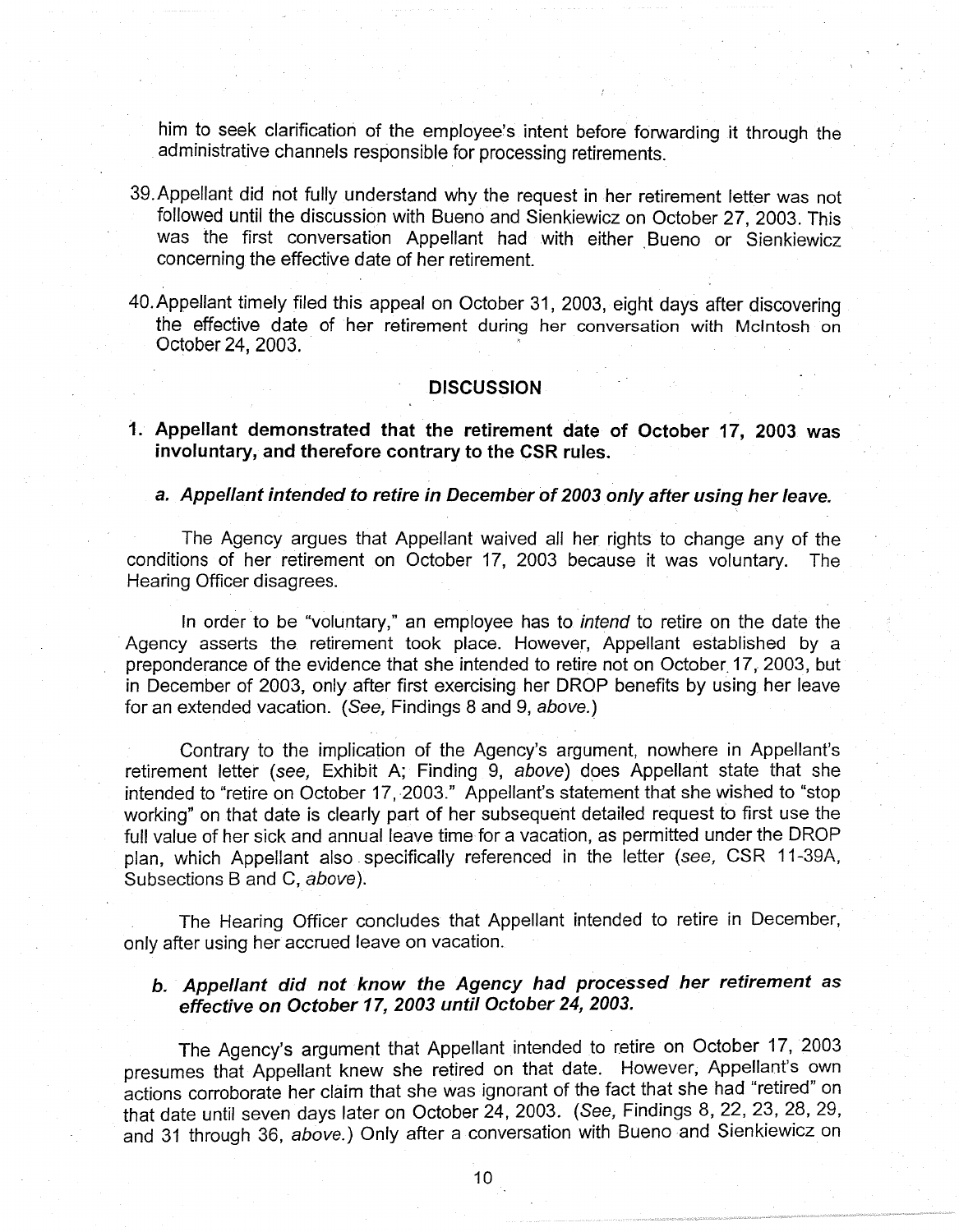him to seek clarification of the employee's intent before forwarding it through the administrative channels responsible for processing retirements.

39. Appellant did not fully understand why the request in her retirement letter was not followed until the discussion with Bueno and Sienkiewicz on October 27, 2003. This was the first conversation Appellant had with either Bueno or Sienkiewicz concerning the effective date of her retirement.

40. Appellant timely filed this appeal on October 31, 2003, eight days after discovering the effective date of her retirement during her conversation with McIntosh on October 24, 2003.

## DISCUSSION

### 1. Appellant demonstrated that the retirement date of October 17, 2003 was involuntary, and therefore contrary to the CSR rules.

#### *a. Appellant intended to retire in December of 2003 only after using her leave.*

The Agency argues that Appellant waived all her rights to change any of the conditions of her retirement on October 17, 2003 because it was voluntary. The Hearing Officer disagrees.

In order to be "voluntary," an employee has to *intend* to retire on the date the Agency asserts the retirement took place. However, Appellant established by a preponderance of the evidence that she intended to retire not on October 17, 2003, but in December of 2003, only after first exercising her DROP benefits by using her leave for an extended vacation. (*See,* Findings 8 and 9, *above.*)

Contrary to the implication of the Agency's argument, nowhere in Appellant's retirement letter (*see,* Exhibit A; Finding 9, *above*) does Appellant state that she intended to "retire on October 17, 2003." Appellant's statement that she wished to "stop working" on that date is clearly part of her subsequent detailed request to first use the full value of her sick and annual leave time for a vacation, as permitted under the DROP plan, which Appellant also specifically referenced in the letter (*see,* CSR 11-39A, Subsections B and C, *above*).

The Hearing Officer concludes that Appellant intended to retire in December, only after using her accrued leave on vacation.

#### *b. Appellant did not know the Agency had processed her retirement as effective on October 17, 2003 until October 24, 2003.*

The Agency's argument that Appellant intended to retire on October 17, 2003 presumes that Appellant knew she retired on that date. However, Appellant's own actions corroborate her claim that she was ignorant of the fact that she had "retired" on that date until seven days later on October 24, 2003. (*See,* Findings 8, 22, 23, 28, 29, and 31 through 36, *above.*) Only after a conversation with Bueno and Sienkiewicz on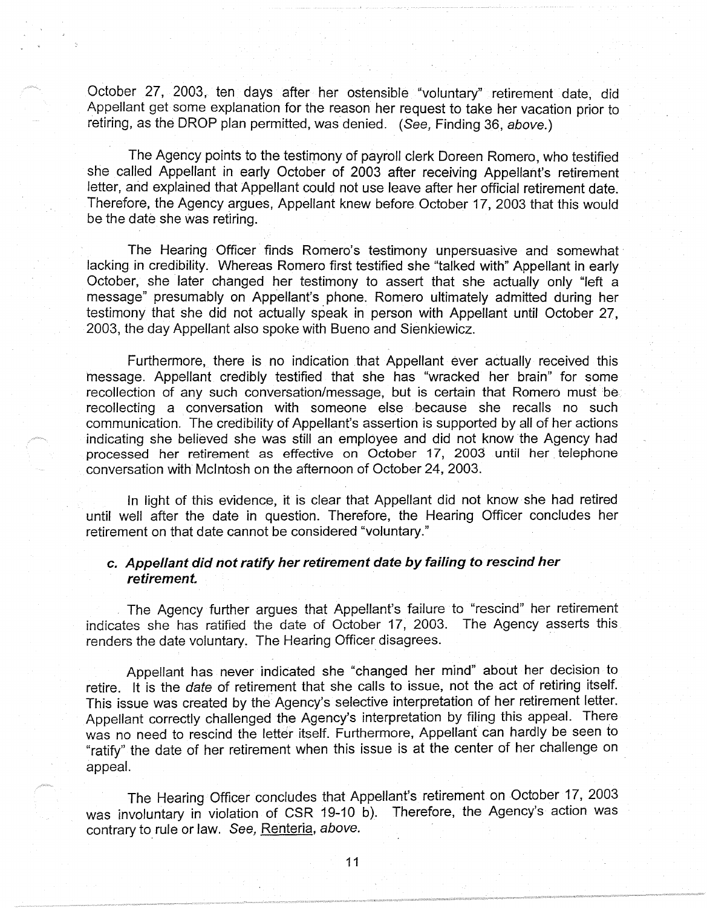October 27, 2003, ten days after her ostensible "voluntary" retirement date, did Appellant get some explanation for the reason her request to take her vacation prior to retiring, as the DROP plan permitted, was denied. (*See,* Finding 36, *above.*)

The Agency points to the testimony of payroll clerk Doreen Romero, who testified she called Appellant in early October of 2003 after receiving Appellant's retirement letter, and explained that Appellant could not use leave after her official retirement date. Therefore, the Agency argues, Appellant knew before October 17, 2003 that this would be the date she was retiring.

The Hearing Officer finds Romero's testimony unpersuasive and somewhat lacking in credibility. Whereas Romero first testified she "talked with" Appellant in early October, she later changed her testimony to assert that she actually only "left a message" presumably on Appellant's phone. Romero ultimately admitted during her testimony that she did not actually speak in person with Appellant until October 27, 2003, the day Appellant also spoke with Bueno and Sienkiewicz.

Furthermore, there is no indication that Appellant ever actually received this message. Appellant credibly testified that she has "wracked her brain" for some recollection of any such conversation/message, but is certain that Romero must be recollecting a conversation with someone else because she recalls no such communication. The credibility of Appellant's assertion is supported by all of her actions indicating she believed she was still an employee and did not know the Agency had processed her retirement as effective on October 17, 2003 until her telephone conversation with McIntosh on the afternoon of October 24, 2003.

In light of this evidence, it is clear that Appellant did not know she had retired until well after the date in question. Therefore, the Hearing Officer concludes her retirement on that date cannot be considered "voluntary."

### c. *Appellant did not ratify her retirement date by failing to rescind her retirement.*

The Agency further argues that Appellant's failure to "rescind" her retirement indicates she has ratified the date of October 17, 2003. The Agency asserts this renders the date voluntary. The Hearing Officer disagrees.

Appellant has never indicated she "changed her mind" about her decision to retire. It is the *date* of retirement that she calls to issue, not the act of retiring itself. This issue was created by the Agency's selective interpretation of her retirement letter. Appellant correctly challenged the Agency's interpretation by filing this appeal. There was no need to rescind the letter itself. Furthermore, Appellant can hardly be seen to "ratify" the date of her retirement when this issue is at the center of her challenge on appeal.

The Hearing Officer concludes that Appellant's retirement on October 17, 2003 was involuntary in violation of CSR 19-10 b). Therefore, the Agency's action was contrary to rule or law. *See,* Renteria, *above.*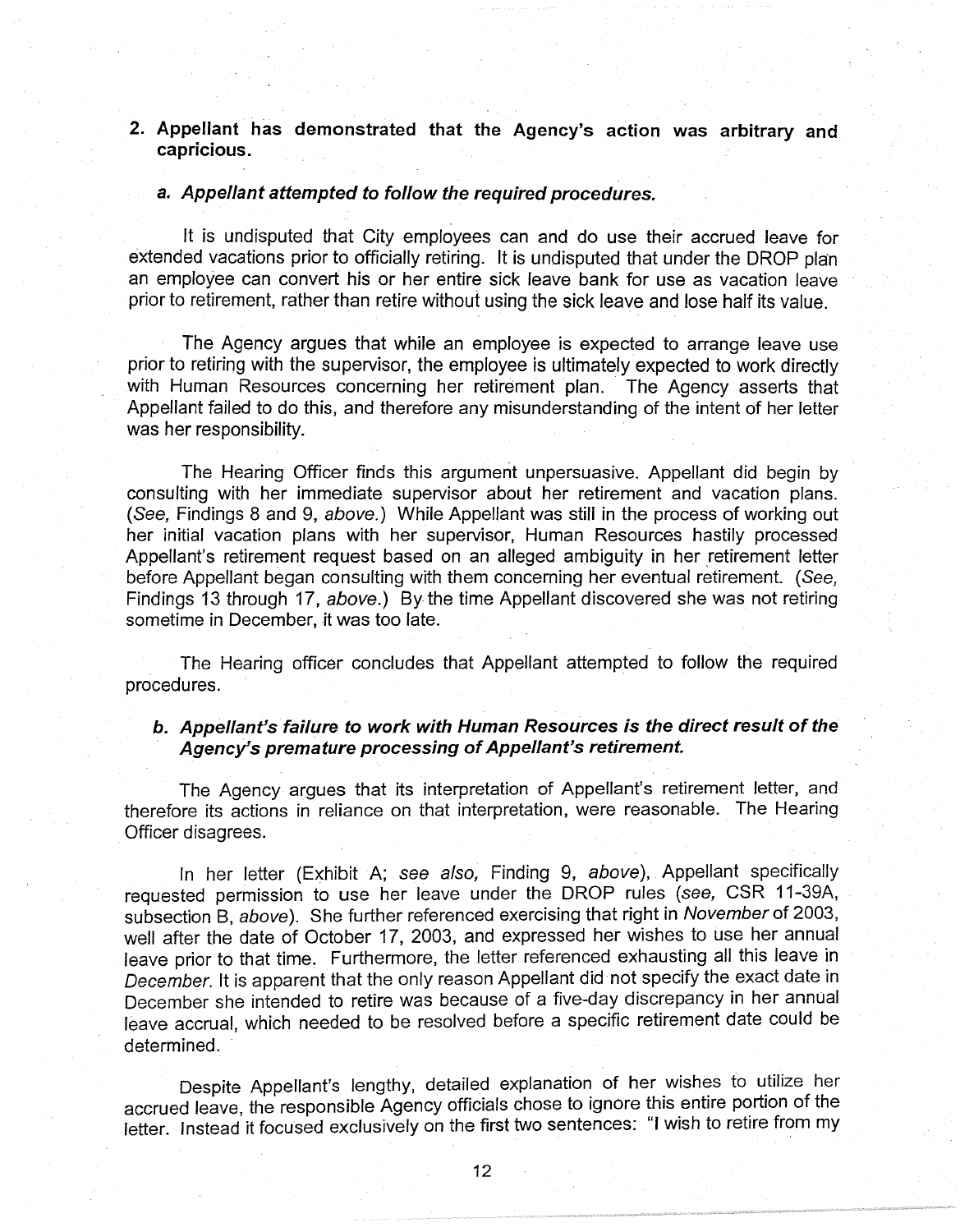**2. Appellant has demonstrated that the Agency's action was arbitrary and capricious.**

***a. Appellant attempted to follow the required procedures.***

It is undisputed that City employees can and do use their accrued leave for extended vacations prior to officially retiring. It is undisputed that under the DROP plan an employee can convert his or her entire sick leave bank for use as vacation leave prior to retirement, rather than retire without using the sick leave and lose half its value.

The Agency argues that while an employee is expected to arrange leave use prior to retiring with the supervisor, the employee is ultimately expected to work directly with Human Resources concerning her retirement plan. The Agency asserts that Appellant failed to do this, and therefore any misunderstanding of the intent of her letter was her responsibility.

The Hearing Officer finds this argument unpersuasive. Appellant did begin by consulting with her immediate supervisor about her retirement and vacation plans. (*See,* Findings 8 and 9, *above.*) While Appellant was still in the process of working out her initial vacation plans with her supervisor, Human Resources hastily processed Appellant's retirement request based on an alleged ambiguity in her retirement letter before Appellant began consulting with them concerning her eventual retirement. (*See,* Findings 13 through 17, *above.*) By the time Appellant discovered she was not retiring sometime in December, it was too late.

The Hearing officer concludes that Appellant attempted to follow the required procedures.

***b. Appellant's failure to work with Human Resources is the direct result of the Agency's premature processing of Appellant's retirement.***

The Agency argues that its interpretation of Appellant's retirement letter, and therefore its actions in reliance on that interpretation, were reasonable. The Hearing Officer disagrees.

In her letter (Exhibit A; *see also,* Finding 9, *above*), Appellant specifically requested permission to use her leave under the DROP rules (*see,* CSR 11-39A, subsection B, *above*). She further referenced exercising that right in *November* of 2003, well after the date of October 17, 2003, and expressed her wishes to use her annual leave prior to that time. Furthermore, the letter referenced exhausting all this leave in *December*. It is apparent that the only reason Appellant did not specify the exact date in December she intended to retire was because of a five-day discrepancy in her annual leave accrual, which needed to be resolved before a specific retirement date could be determined.

Despite Appellant's lengthy, detailed explanation of her wishes to utilize her accrued leave, the responsible Agency officials chose to ignore this entire portion of the letter. Instead it focused exclusively on the first two sentences: "I wish to retire from my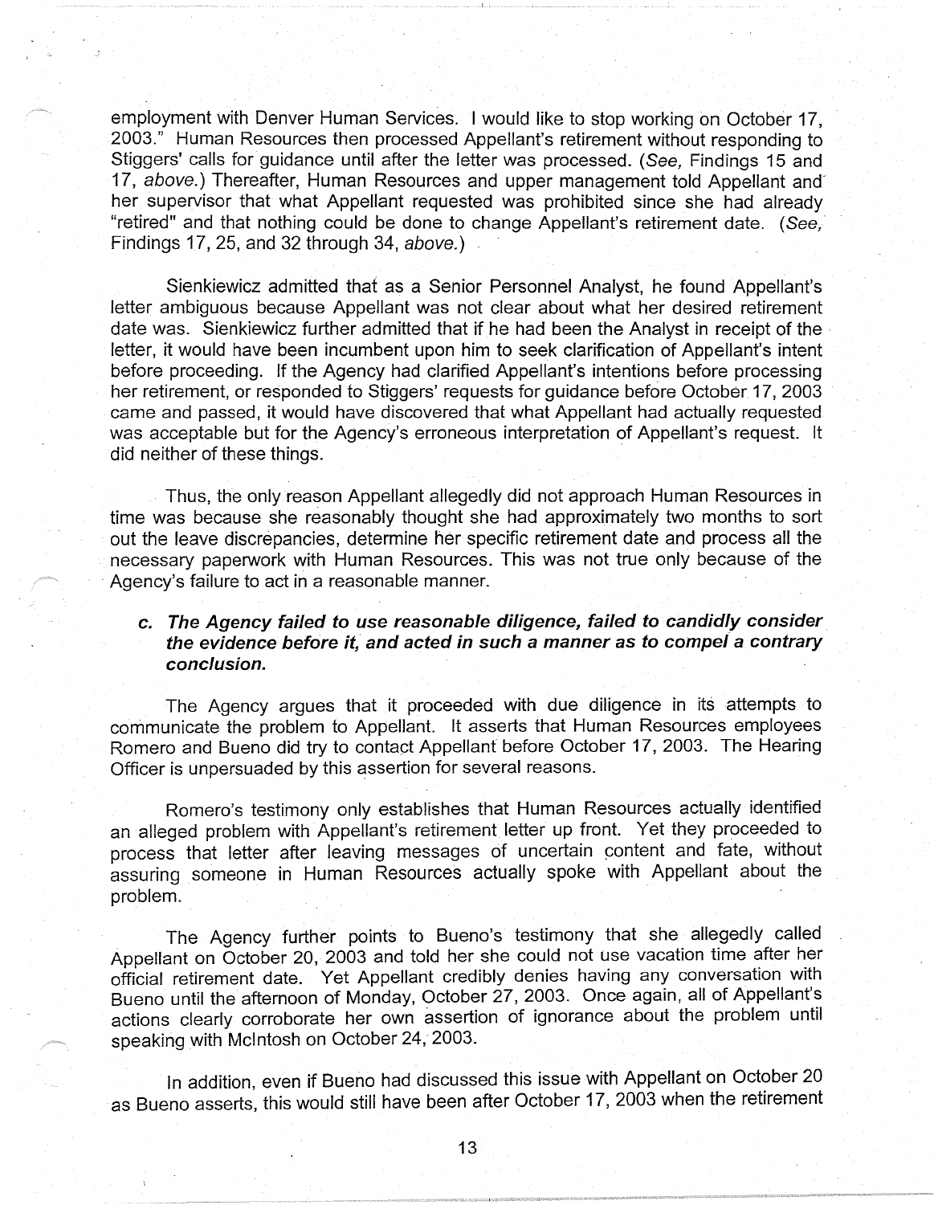employment with Denver Human Services. I would like to stop working on October 17, 2003." Human Resources then processed Appellant's retirement without responding to Stiggers' calls for guidance until after the letter was processed. (*See,* Findings 15 and 17, *above.*) Thereafter, Human Resources and upper management told Appellant and her supervisor that what Appellant requested was prohibited since she had already "retired" and that nothing could be done to change Appellant's retirement date. (*See,* Findings 17, 25, and 32 through 34, *above.*)

Sienkiewicz admitted that as a Senior Personnel Analyst, he found Appellant's letter ambiguous because Appellant was not clear about what her desired retirement date was. Sienkiewicz further admitted that if he had been the Analyst in receipt of the letter, it would have been incumbent upon him to seek clarification of Appellant's intent before proceeding. If the Agency had clarified Appellant's intentions before processing her retirement, or responded to Stiggers' requests for guidance before October 17, 2003 came and passed, it would have discovered that what Appellant had actually requested was acceptable but for the Agency's erroneous interpretation of Appellant's request. It did neither of these things.

Thus, the only reason Appellant allegedly did not approach Human Resources in time was because she reasonably thought she had approximately two months to sort out the leave discrepancies, determine her specific retirement date and process all the necessary paperwork with Human Resources. This was not true only because of the Agency's failure to act in a reasonable manner.

**c. *The Agency failed to use reasonable diligence, failed to candidly consider the evidence before it, and acted in such a manner as to compel a contrary conclusion.***

The Agency argues that it proceeded with due diligence in its attempts to communicate the problem to Appellant. It asserts that Human Resources employees Romero and Bueno did try to contact Appellant before October 17, 2003. The Hearing Officer is unpersuaded by this assertion for several reasons.

Romero's testimony only establishes that Human Resources actually identified an alleged problem with Appellant's retirement letter up front. Yet they proceeded to process that letter after leaving messages of uncertain content and fate, without assuring someone in Human Resources actually spoke with Appellant about the problem.

The Agency further points to Bueno's testimony that she allegedly called Appellant on October 20, 2003 and told her she could not use vacation time after her official retirement date. Yet Appellant credibly denies having any conversation with Bueno until the afternoon of Monday, October 27, 2003. Once again, all of Appellant's actions clearly corroborate her own assertion of ignorance about the problem until speaking with McIntosh on October 24, 2003.

In addition, even if Bueno had discussed this issue with Appellant on October 20 as Bueno asserts, this would still have been after October 17, 2003 when the retirement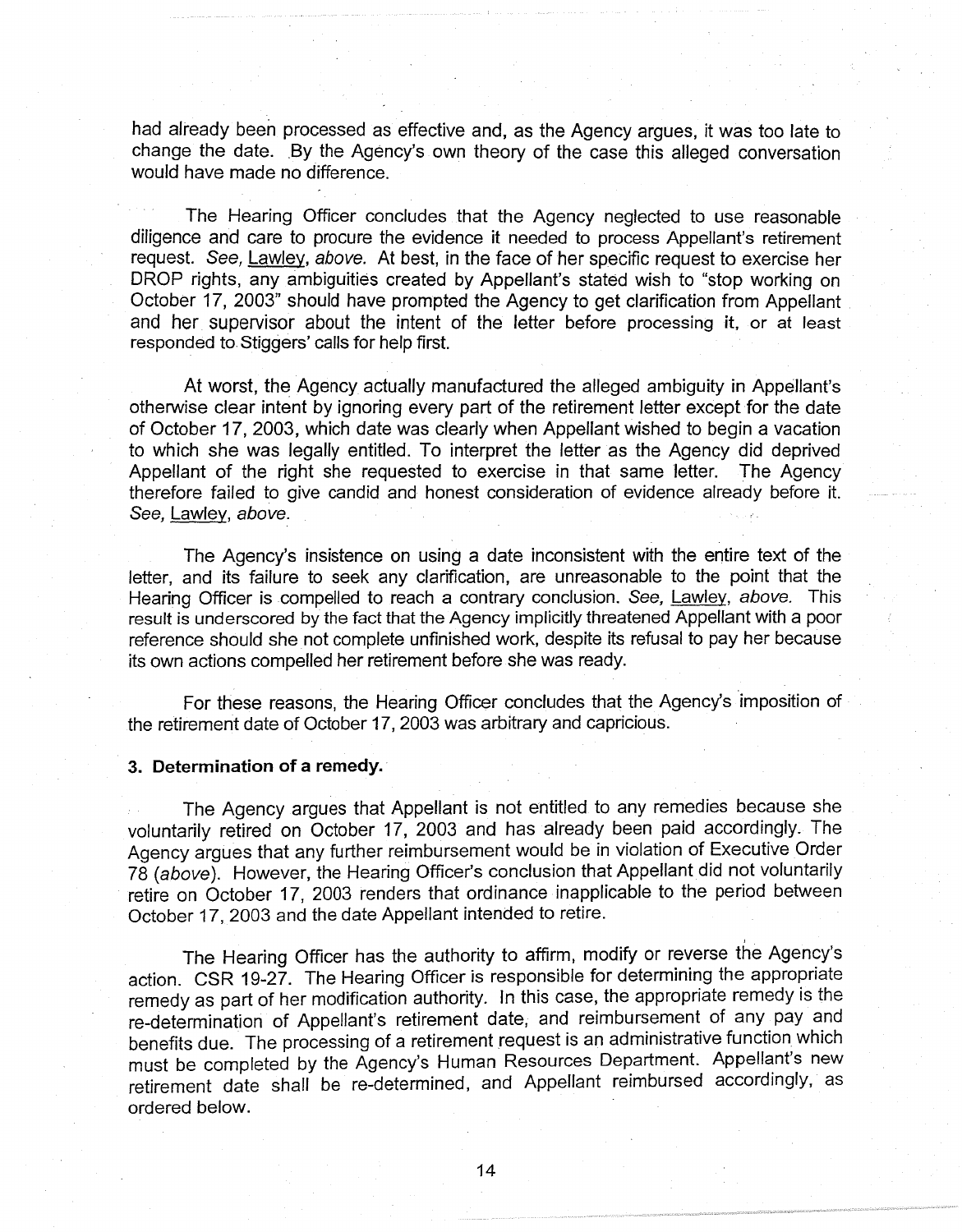had already been processed as effective and, as the Agency argues, it was too late to change the date. By the Agency's own theory of the case this alleged conversation would have made no difference.

The Hearing Officer concludes that the Agency neglected to use reasonable diligence and care to procure the evidence it needed to process Appellant's retirement request. *See,* Lawley, *above.* At best, in the face of her specific request to exercise her DROP rights, any ambiguities created by Appellant's stated wish to "stop working on October 17, 2003" should have prompted the Agency to get clarification from Appellant and her supervisor about the intent of the letter before processing it, or at least responded to Stiggers' calls for help first.

At worst, the Agency actually manufactured the alleged ambiguity in Appellant's otherwise clear intent by ignoring every part of the retirement letter except for the date of October 17, 2003, which date was clearly when Appellant wished to begin a vacation to which she was legally entitled. To interpret the letter as the Agency did deprived Appellant of the right she requested to exercise in that same letter. The Agency therefore failed to give candid and honest consideration of evidence already before it. *See,* Lawley, *above.*

The Agency's insistence on using a date inconsistent with the entire text of the letter, and its failure to seek any clarification, are unreasonable to the point that the Hearing Officer is compelled to reach a contrary conclusion. *See,* Lawley, *above.* This result is underscored by the fact that the Agency implicitly threatened Appellant with a poor reference should she not complete unfinished work, despite its refusal to pay her because its own actions compelled her retirement before she was ready.

For these reasons, the Hearing Officer concludes that the Agency's imposition of the retirement date of October 17, 2003 was arbitrary and capricious.

### 3. Determination of a remedy.

The Agency argues that Appellant is not entitled to any remedies because she voluntarily retired on October 17, 2003 and has already been paid accordingly. The Agency argues that any further reimbursement would be in violation of Executive Order 78 (*above*). However, the Hearing Officer's conclusion that Appellant did not voluntarily retire on October 17, 2003 renders that ordinance inapplicable to the period between October 17, 2003 and the date Appellant intended to retire.

The Hearing Officer has the authority to affirm, modify or reverse the Agency's action. CSR 19-27. The Hearing Officer is responsible for determining the appropriate remedy as part of her modification authority. In this case, the appropriate remedy is the re-determination of Appellant's retirement date, and reimbursement of any pay and benefits due. The processing of a retirement request is an administrative function which must be completed by the Agency's Human Resources Department. Appellant's new retirement date shall be re-determined, and Appellant reimbursed accordingly, as ordered below.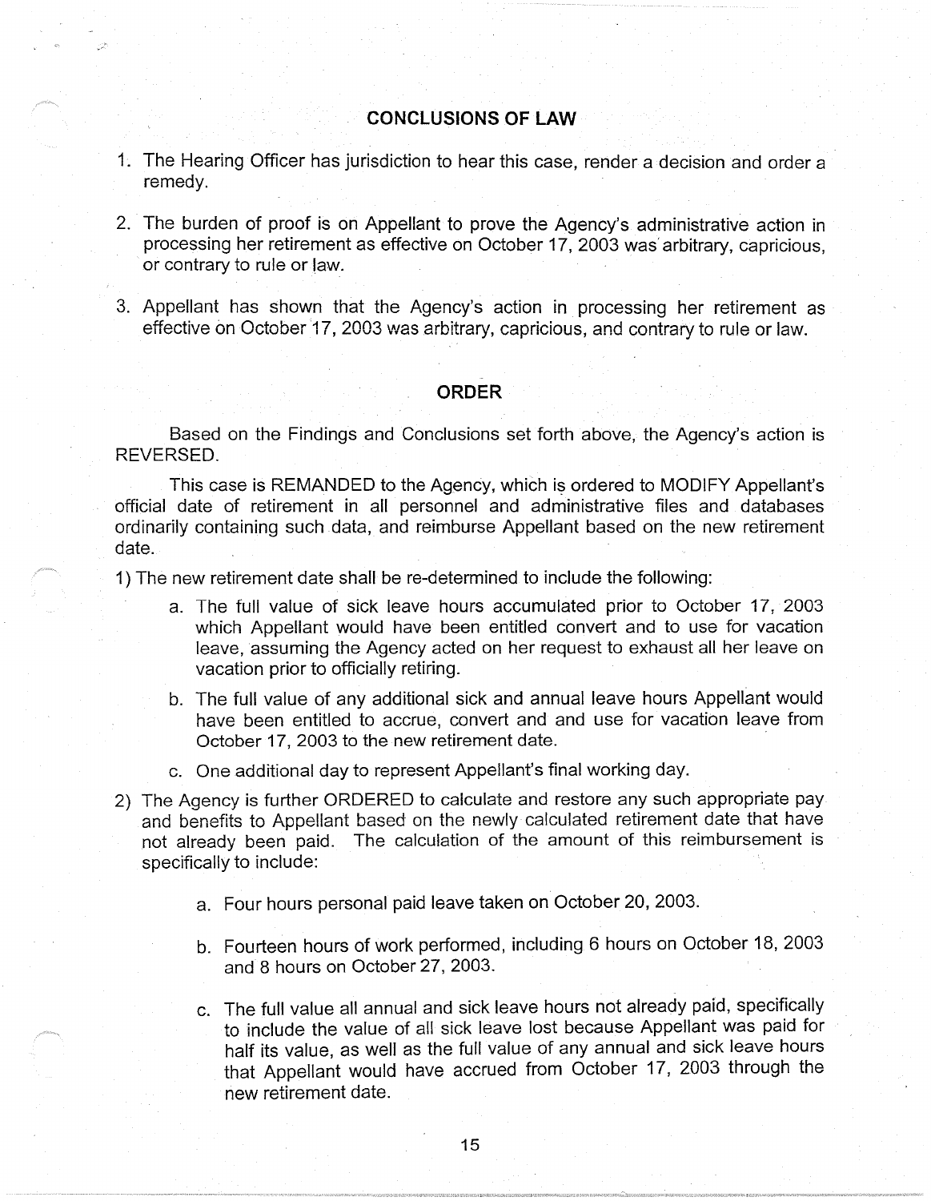## CONCLUSIONS OF LAW

1. The Hearing Officer has jurisdiction to hear this case, render a decision and order a remedy.

2. The burden of proof is on Appellant to prove the Agency's administrative action in processing her retirement as effective on October 17, 2003 was arbitrary, capricious, or contrary to rule or law.

3. Appellant has shown that the Agency's action in processing her retirement as effective on October 17, 2003 was arbitrary, capricious, and contrary to rule or law.

## ORDER

Based on the Findings and Conclusions set forth above, the Agency's action is REVERSED.

This case is REMANDED to the Agency, which is ordered to MODIFY Appellant's official date of retirement in all personnel and administrative files and databases ordinarily containing such data, and reimburse Appellant based on the new retirement date.

1) The new retirement date shall be re-determined to include the following:

   a. The full value of sick leave hours accumulated prior to October 17, 2003 which Appellant would have been entitled convert and to use for vacation leave, assuming the Agency acted on her request to exhaust all her leave on vacation prior to officially retiring.

   b. The full value of any additional sick and annual leave hours Appellant would have been entitled to accrue, convert and and use for vacation leave from October 17, 2003 to the new retirement date.

   c. One additional day to represent Appellant's final working day.

2) The Agency is further ORDERED to calculate and restore any such appropriate pay and benefits to Appellant based on the newly calculated retirement date that have not already been paid. The calculation of the amount of this reimbursement is specifically to include:

   a. Four hours personal paid leave taken on October 20, 2003.

   b. Fourteen hours of work performed, including 6 hours on October 18, 2003 and 8 hours on October 27, 2003.

   c. The full value all annual and sick leave hours not already paid, specifically to include the value of all sick leave lost because Appellant was paid for half its value, as well as the full value of any annual and sick leave hours that Appellant would have accrued from October 17, 2003 through the new retirement date.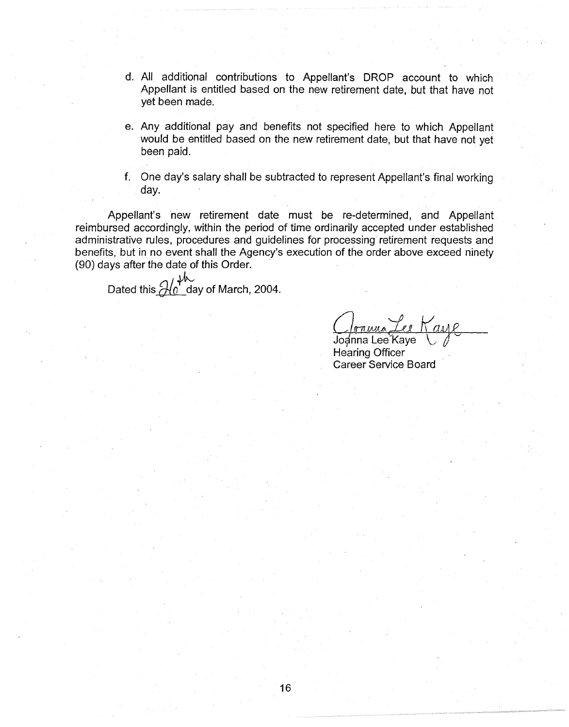d. All additional contributions to Appellant's DROP account to which Appellant is entitled based on the new retirement date, but that have not yet been made.

e. Any additional pay and benefits not specified here to which Appellant would be entitled based on the new retirement date, but that have not yet been paid.

f. One day's salary shall be subtracted to represent Appellant's final working day.

Appellant's new retirement date must be re-determined, and Appellant reimbursed accordingly, within the period of time ordinarily accepted under established administrative rules, procedures and guidelines for processing retirement requests and benefits, but in no event shall the Agency's execution of the order above exceed ninety (90) days after the date of this Order.

Dated this 26th day of March, 2004.

Joanna Lee Kaye
Hearing Officer
Career Service Board